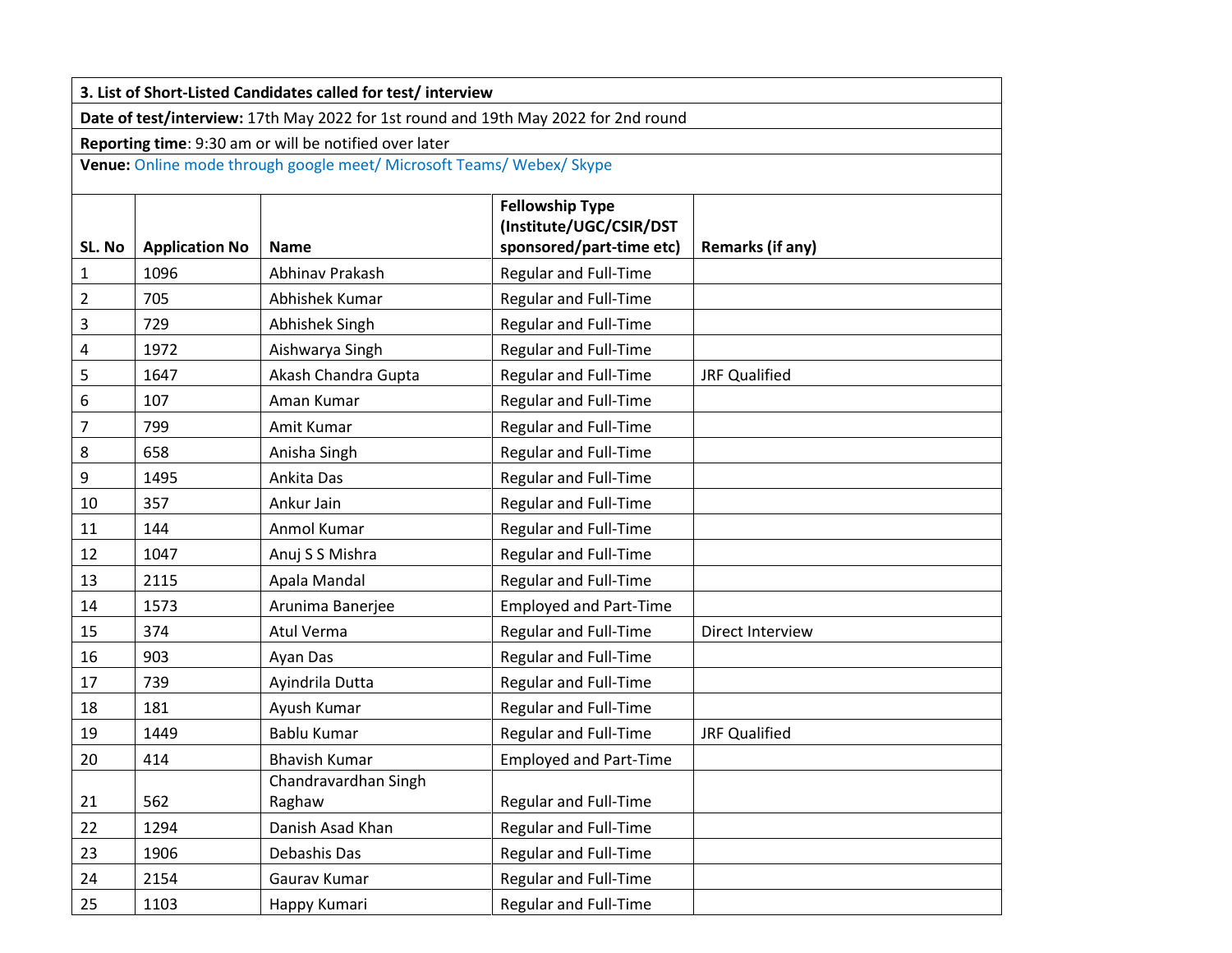**3. List of Short-Listed Candidates called for test/ interview**

**Date of test/interview:** 17th May 2022 for 1st round and 19th May 2022 for 2nd round

**Reporting time**: 9:30 am or will be notified over later

**Venue:** Online mode through google meet/ Microsoft Teams/ Webex/ Skype

| SL. No | Application No | Name | Fellowship Type (Institute/UGC/CSIR/DST sponsored/part-time etc) | Remarks (if any) |
|---|---|---|---|---|
| 1 | 1096 | Abhinav Prakash | Regular and Full-Time | |
| 2 | 705 | Abhishek Kumar | Regular and Full-Time | |
| 3 | 729 | Abhishek Singh | Regular and Full-Time | |
| 4 | 1972 | Aishwarya Singh | Regular and Full-Time | |
| 5 | 1647 | Akash Chandra Gupta | Regular and Full-Time | JRF Qualified |
| 6 | 107 | Aman Kumar | Regular and Full-Time | |
| 7 | 799 | Amit Kumar | Regular and Full-Time | |
| 8 | 658 | Anisha Singh | Regular and Full-Time | |
| 9 | 1495 | Ankita Das | Regular and Full-Time | |
| 10 | 357 | Ankur Jain | Regular and Full-Time | |
| 11 | 144 | Anmol Kumar | Regular and Full-Time | |
| 12 | 1047 | Anuj S S Mishra | Regular and Full-Time | |
| 13 | 2115 | Apala Mandal | Regular and Full-Time | |
| 14 | 1573 | Arunima Banerjee | Employed and Part-Time | |
| 15 | 374 | Atul Verma | Regular and Full-Time | Direct Interview |
| 16 | 903 | Ayan Das | Regular and Full-Time | |
| 17 | 739 | Ayindrila Dutta | Regular and Full-Time | |
| 18 | 181 | Ayush Kumar | Regular and Full-Time | |
| 19 | 1449 | Bablu Kumar | Regular and Full-Time | JRF Qualified |
| 20 | 414 | Bhavish Kumar | Employed and Part-Time | |
| 21 | 562 | Chandravardhan Singh Raghaw | Regular and Full-Time | |
| 22 | 1294 | Danish Asad Khan | Regular and Full-Time | |
| 23 | 1906 | Debashis Das | Regular and Full-Time | |
| 24 | 2154 | Gaurav Kumar | Regular and Full-Time | |
| 25 | 1103 | Happy Kumari | Regular and Full-Time | |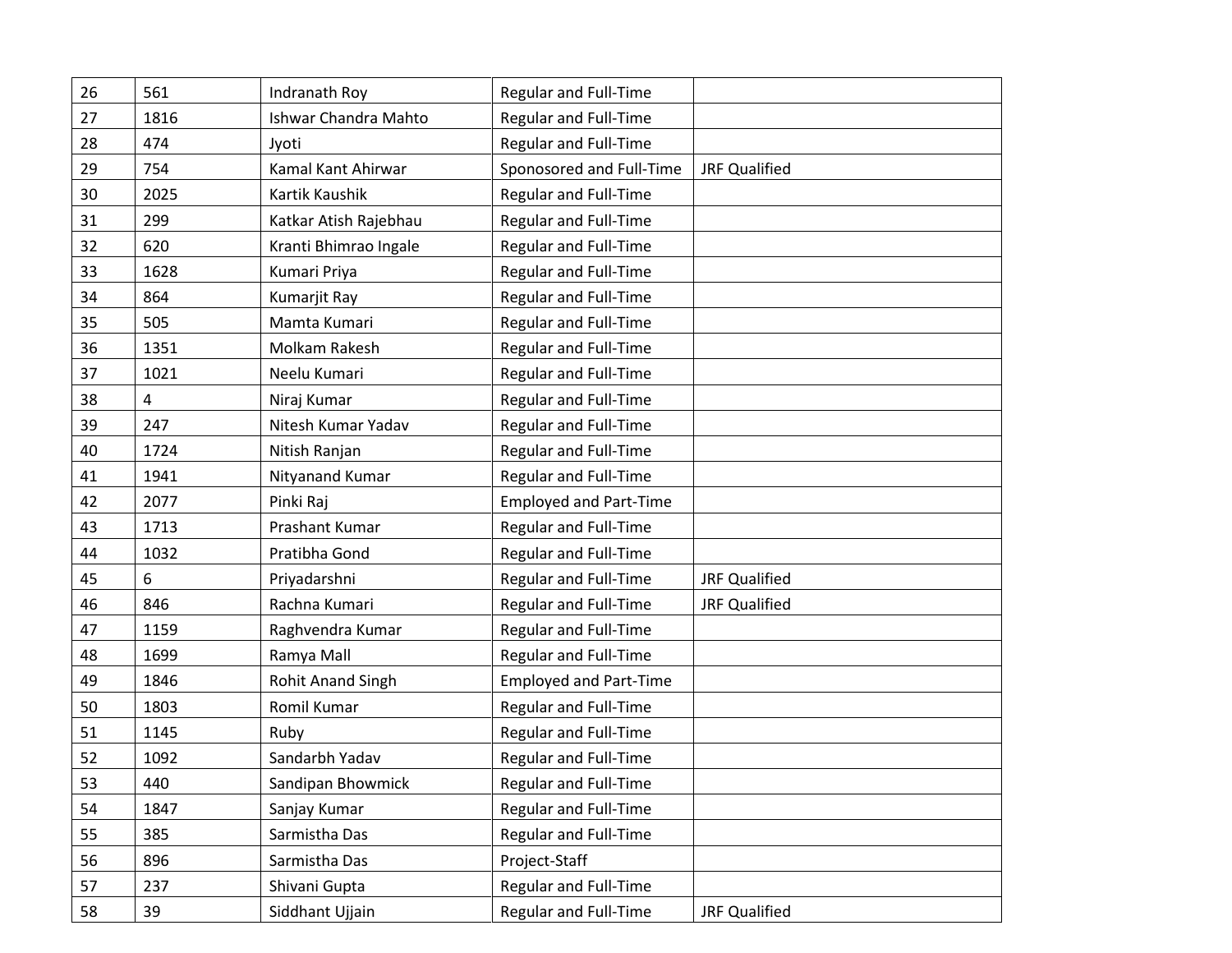| 26 | 561 | Indranath Roy | Regular and Full-Time | |
|---|---|---|---|---|
| 27 | 1816 | Ishwar Chandra Mahto | Regular and Full-Time | |
| 28 | 474 | Jyoti | Regular and Full-Time | |
| 29 | 754 | Kamal Kant Ahirwar | Sponosored and Full-Time | JRF Qualified |
| 30 | 2025 | Kartik Kaushik | Regular and Full-Time | |
| 31 | 299 | Katkar Atish Rajebhau | Regular and Full-Time | |
| 32 | 620 | Kranti Bhimrao Ingale | Regular and Full-Time | |
| 33 | 1628 | Kumari Priya | Regular and Full-Time | |
| 34 | 864 | Kumarjit Ray | Regular and Full-Time | |
| 35 | 505 | Mamta Kumari | Regular and Full-Time | |
| 36 | 1351 | Molkam Rakesh | Regular and Full-Time | |
| 37 | 1021 | Neelu Kumari | Regular and Full-Time | |
| 38 | 4 | Niraj Kumar | Regular and Full-Time | |
| 39 | 247 | Nitesh Kumar Yadav | Regular and Full-Time | |
| 40 | 1724 | Nitish Ranjan | Regular and Full-Time | |
| 41 | 1941 | Nityanand Kumar | Regular and Full-Time | |
| 42 | 2077 | Pinki Raj | Employed and Part-Time | |
| 43 | 1713 | Prashant Kumar | Regular and Full-Time | |
| 44 | 1032 | Pratibha Gond | Regular and Full-Time | |
| 45 | 6 | Priyadarshni | Regular and Full-Time | JRF Qualified |
| 46 | 846 | Rachna Kumari | Regular and Full-Time | JRF Qualified |
| 47 | 1159 | Raghvendra Kumar | Regular and Full-Time | |
| 48 | 1699 | Ramya Mall | Regular and Full-Time | |
| 49 | 1846 | Rohit Anand Singh | Employed and Part-Time | |
| 50 | 1803 | Romil Kumar | Regular and Full-Time | |
| 51 | 1145 | Ruby | Regular and Full-Time | |
| 52 | 1092 | Sandarbh Yadav | Regular and Full-Time | |
| 53 | 440 | Sandipan Bhowmick | Regular and Full-Time | |
| 54 | 1847 | Sanjay Kumar | Regular and Full-Time | |
| 55 | 385 | Sarmistha Das | Regular and Full-Time | |
| 56 | 896 | Sarmistha Das | Project-Staff | |
| 57 | 237 | Shivani Gupta | Regular and Full-Time | |
| 58 | 39 | Siddhant Ujjain | Regular and Full-Time | JRF Qualified |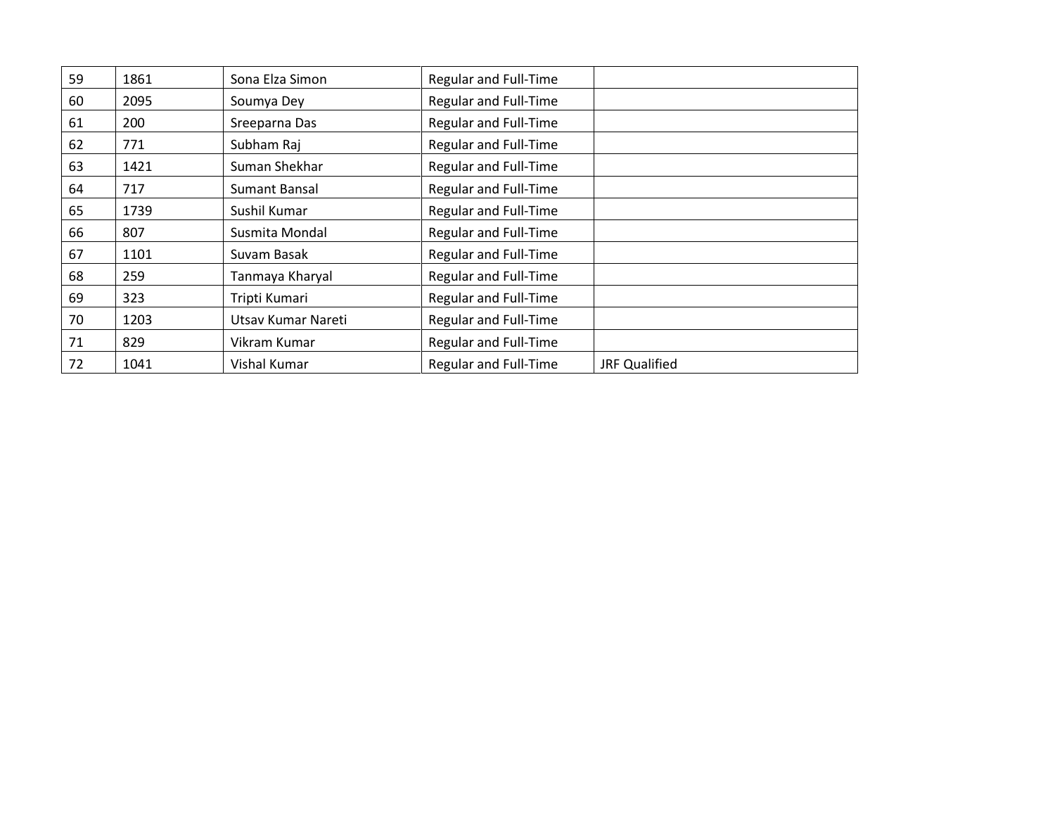| | | | | |
|---|---|---|---|---|
| 59 | 1861 | Sona Elza Simon | Regular and Full-Time | |
| 60 | 2095 | Soumya Dey | Regular and Full-Time | |
| 61 | 200 | Sreeparna Das | Regular and Full-Time | |
| 62 | 771 | Subham Raj | Regular and Full-Time | |
| 63 | 1421 | Suman Shekhar | Regular and Full-Time | |
| 64 | 717 | Sumant Bansal | Regular and Full-Time | |
| 65 | 1739 | Sushil Kumar | Regular and Full-Time | |
| 66 | 807 | Susmita Mondal | Regular and Full-Time | |
| 67 | 1101 | Suvam Basak | Regular and Full-Time | |
| 68 | 259 | Tanmaya Kharyal | Regular and Full-Time | |
| 69 | 323 | Tripti Kumari | Regular and Full-Time | |
| 70 | 1203 | Utsav Kumar Nareti | Regular and Full-Time | |
| 71 | 829 | Vikram Kumar | Regular and Full-Time | |
| 72 | 1041 | Vishal Kumar | Regular and Full-Time | JRF Qualified |